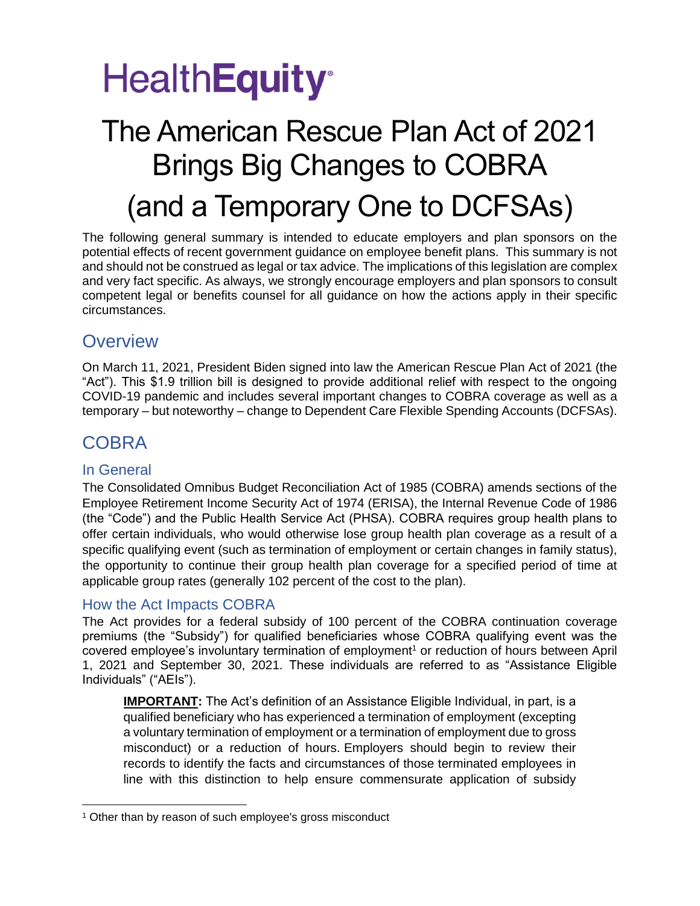HealthEquity

# The American Rescue Plan Act of 2021 Brings Big Changes to COBRA (and a Temporary One to DCFSAs)

The following general summary is intended to educate employers and plan sponsors on the potential effects of recent government guidance on employee benefit plans. This summary is not and should not be construed as legal or tax advice. The implications of this legislation are complex and very fact specific. As always, we strongly encourage employers and plan sponsors to consult competent legal or benefits counsel for all guidance on how the actions apply in their specific circumstances.

## Overview

On March 11, 2021, President Biden signed into law the American Rescue Plan Act of 2021 (the "Act"). This $1.9 trillion bill is designed to provide additional relief with respect to the ongoing COVID-19 pandemic and includes several important changes to COBRA coverage as well as a temporary – but noteworthy – change to Dependent Care Flexible Spending Accounts (DCFSAs).

## COBRA

### In General

The Consolidated Omnibus Budget Reconciliation Act of 1985 (COBRA) amends sections of the Employee Retirement Income Security Act of 1974 (ERISA), the Internal Revenue Code of 1986 (the "Code") and the Public Health Service Act (PHSA). COBRA requires group health plans to offer certain individuals, who would otherwise lose group health plan coverage as a result of a specific qualifying event (such as termination of employment or certain changes in family status), the opportunity to continue their group health plan coverage for a specified period of time at applicable group rates (generally 102 percent of the cost to the plan).

### How the Act Impacts COBRA

The Act provides for a federal subsidy of 100 percent of the COBRA continuation coverage premiums (the "Subsidy") for qualified beneficiaries whose COBRA qualifying event was the covered employee's involuntary termination of employment[1] or reduction of hours between April 1, 2021 and September 30, 2021. These individuals are referred to as "Assistance Eligible Individuals" ("AEIs").

> **IMPORTANT:** The Act's definition of an Assistance Eligible Individual, in part, is a qualified beneficiary who has experienced a termination of employment (excepting a voluntary termination of employment or a termination of employment due to gross misconduct) or a reduction of hours. Employers should begin to review their records to identify the facts and circumstances of those terminated employees in line with this distinction to help ensure commensurate application of subsidy

[1] Other than by reason of such employee's gross misconduct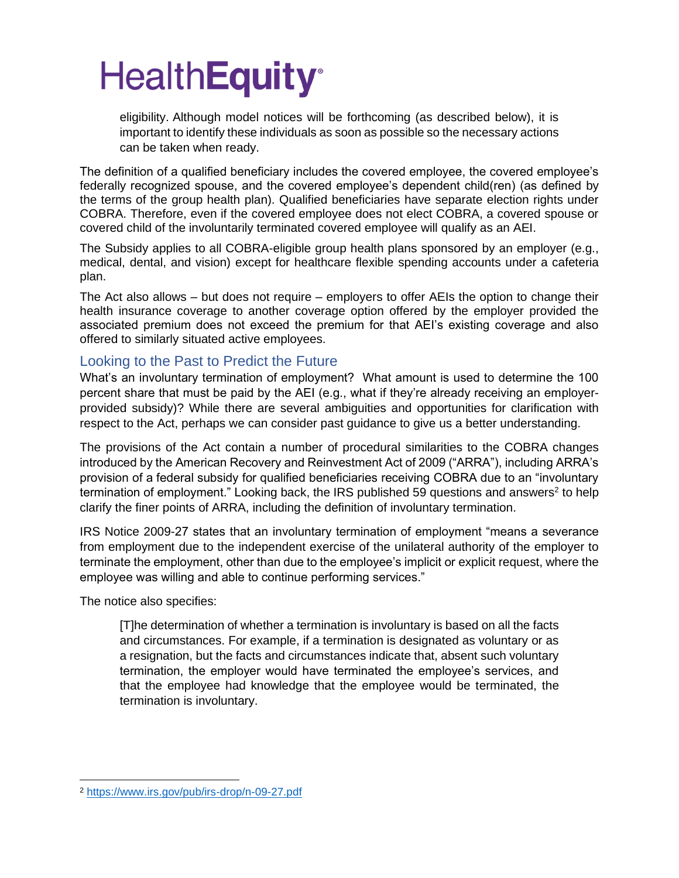eligibility. Although model notices will be forthcoming (as described below), it is important to identify these individuals as soon as possible so the necessary actions can be taken when ready.

The definition of a qualified beneficiary includes the covered employee, the covered employee's federally recognized spouse, and the covered employee's dependent child(ren) (as defined by the terms of the group health plan). Qualified beneficiaries have separate election rights under COBRA. Therefore, even if the covered employee does not elect COBRA, a covered spouse or covered child of the involuntarily terminated covered employee will qualify as an AEI.

The Subsidy applies to all COBRA-eligible group health plans sponsored by an employer (e.g., medical, dental, and vision) except for healthcare flexible spending accounts under a cafeteria plan.

The Act also allows – but does not require – employers to offer AEIs the option to change their health insurance coverage to another coverage option offered by the employer provided the associated premium does not exceed the premium for that AEI's existing coverage and also offered to similarly situated active employees.

## Looking to the Past to Predict the Future

What's an involuntary termination of employment? What amount is used to determine the 100 percent share that must be paid by the AEI (e.g., what if they're already receiving an employer-provided subsidy)? While there are several ambiguities and opportunities for clarification with respect to the Act, perhaps we can consider past guidance to give us a better understanding.

The provisions of the Act contain a number of procedural similarities to the COBRA changes introduced by the American Recovery and Reinvestment Act of 2009 ("ARRA"), including ARRA's provision of a federal subsidy for qualified beneficiaries receiving COBRA due to an "involuntary termination of employment." Looking back, the IRS published 59 questions and answers[2] to help clarify the finer points of ARRA, including the definition of involuntary termination.

IRS Notice 2009-27 states that an involuntary termination of employment "means a severance from employment due to the independent exercise of the unilateral authority of the employer to terminate the employment, other than due to the employee's implicit or explicit request, where the employee was willing and able to continue performing services."

The notice also specifies:

> [T]he determination of whether a termination is involuntary is based on all the facts and circumstances. For example, if a termination is designated as voluntary or as a resignation, but the facts and circumstances indicate that, absent such voluntary termination, the employer would have terminated the employee's services, and that the employee had knowledge that the employee would be terminated, the termination is involuntary.

---

[2] https://www.irs.gov/pub/irs-drop/n-09-27.pdf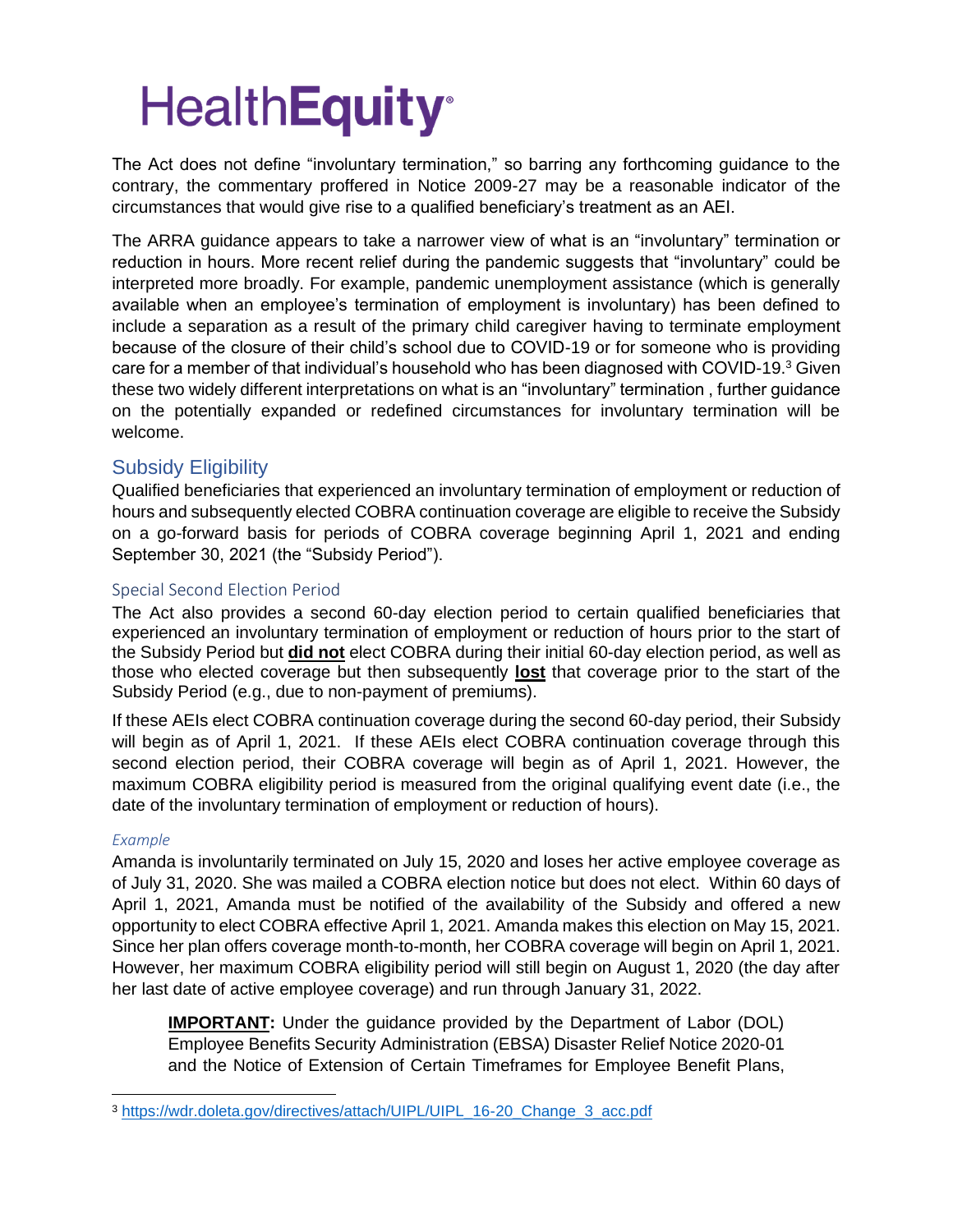The Act does not define "involuntary termination," so barring any forthcoming guidance to the contrary, the commentary proffered in Notice 2009-27 may be a reasonable indicator of the circumstances that would give rise to a qualified beneficiary's treatment as an AEI.

The ARRA guidance appears to take a narrower view of what is an "involuntary" termination or reduction in hours. More recent relief during the pandemic suggests that "involuntary" could be interpreted more broadly. For example, pandemic unemployment assistance (which is generally available when an employee's termination of employment is involuntary) has been defined to include a separation as a result of the primary child caregiver having to terminate employment because of the closure of their child's school due to COVID-19 or for someone who is providing care for a member of that individual's household who has been diagnosed with COVID-19.[3] Given these two widely different interpretations on what is an "involuntary" termination , further guidance on the potentially expanded or redefined circumstances for involuntary termination will be welcome.

## Subsidy Eligibility

Qualified beneficiaries that experienced an involuntary termination of employment or reduction of hours and subsequently elected COBRA continuation coverage are eligible to receive the Subsidy on a go-forward basis for periods of COBRA coverage beginning April 1, 2021 and ending September 30, 2021 (the "Subsidy Period").

### Special Second Election Period

The Act also provides a second 60-day election period to certain qualified beneficiaries that experienced an involuntary termination of employment or reduction of hours prior to the start of the Subsidy Period but **did not** elect COBRA during their initial 60-day election period, as well as those who elected coverage but then subsequently **lost** that coverage prior to the start of the Subsidy Period (e.g., due to non-payment of premiums).

If these AEIs elect COBRA continuation coverage during the second 60-day period, their Subsidy will begin as of April 1, 2021. If these AEIs elect COBRA continuation coverage through this second election period, their COBRA coverage will begin as of April 1, 2021. However, the maximum COBRA eligibility period is measured from the original qualifying event date (i.e., the date of the involuntary termination of employment or reduction of hours).

#### *Example*

Amanda is involuntarily terminated on July 15, 2020 and loses her active employee coverage as of July 31, 2020. She was mailed a COBRA election notice but does not elect. Within 60 days of April 1, 2021, Amanda must be notified of the availability of the Subsidy and offered a new opportunity to elect COBRA effective April 1, 2021. Amanda makes this election on May 15, 2021. Since her plan offers coverage month-to-month, her COBRA coverage will begin on April 1, 2021. However, her maximum COBRA eligibility period will still begin on August 1, 2020 (the day after her last date of active employee coverage) and run through January 31, 2022.

> **IMPORTANT:** Under the guidance provided by the Department of Labor (DOL) Employee Benefits Security Administration (EBSA) Disaster Relief Notice 2020-01 and the Notice of Extension of Certain Timeframes for Employee Benefit Plans,

[3] https://wdr.doleta.gov/directives/attach/UIPL/UIPL_16-20_Change_3_acc.pdf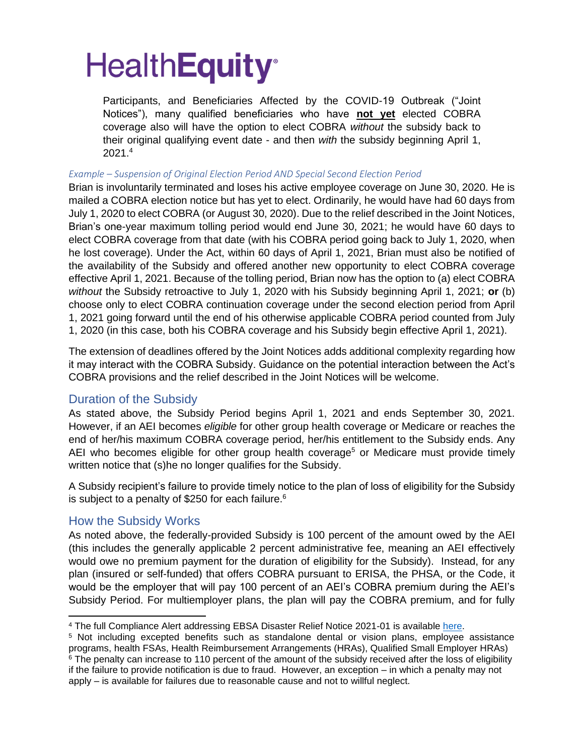Participants, and Beneficiaries Affected by the COVID-19 Outbreak ("Joint Notices"), many qualified beneficiaries who have **not yet** elected COBRA coverage also will have the option to elect COBRA *without* the subsidy back to their original qualifying event date - and then *with* the subsidy beginning April 1, 2021.[4]

*Example – Suspension of Original Election Period AND Special Second Election Period*

Brian is involuntarily terminated and loses his active employee coverage on June 30, 2020. He is mailed a COBRA election notice but has yet to elect. Ordinarily, he would have had 60 days from July 1, 2020 to elect COBRA (or August 30, 2020). Due to the relief described in the Joint Notices, Brian's one-year maximum tolling period would end June 30, 2021; he would have 60 days to elect COBRA coverage from that date (with his COBRA period going back to July 1, 2020, when he lost coverage). Under the Act, within 60 days of April 1, 2021, Brian must also be notified of the availability of the Subsidy and offered another new opportunity to elect COBRA coverage effective April 1, 2021. Because of the tolling period, Brian now has the option to (a) elect COBRA *without* the Subsidy retroactive to July 1, 2020 with his Subsidy beginning April 1, 2021; **or** (b) choose only to elect COBRA continuation coverage under the second election period from April 1, 2021 going forward until the end of his otherwise applicable COBRA period counted from July 1, 2020 (in this case, both his COBRA coverage and his Subsidy begin effective April 1, 2021).

The extension of deadlines offered by the Joint Notices adds additional complexity regarding how it may interact with the COBRA Subsidy. Guidance on the potential interaction between the Act's COBRA provisions and the relief described in the Joint Notices will be welcome.

## Duration of the Subsidy

As stated above, the Subsidy Period begins April 1, 2021 and ends September 30, 2021. However, if an AEI becomes *eligible* for other group health coverage or Medicare or reaches the end of her/his maximum COBRA coverage period, her/his entitlement to the Subsidy ends. Any AEI who becomes eligible for other group health coverage[5] or Medicare must provide timely written notice that (s)he no longer qualifies for the Subsidy.

A Subsidy recipient's failure to provide timely notice to the plan of loss of eligibility for the Subsidy is subject to a penalty of $250 for each failure.[6]

## How the Subsidy Works

As noted above, the federally-provided Subsidy is 100 percent of the amount owed by the AEI (this includes the generally applicable 2 percent administrative fee, meaning an AEI effectively would owe no premium payment for the duration of eligibility for the Subsidy). Instead, for any plan (insured or self-funded) that offers COBRA pursuant to ERISA, the PHSA, or the Code, it would be the employer that will pay 100 percent of an AEI's COBRA premium during the AEI's Subsidy Period. For multiemployer plans, the plan will pay the COBRA premium, and for fully

---

[4] The full Compliance Alert addressing EBSA Disaster Relief Notice 2021-01 is available here.

[5] Not including excepted benefits such as standalone dental or vision plans, employee assistance programs, health FSAs, Health Reimbursement Arrangements (HRAs), Qualified Small Employer HRAs)

[6] The penalty can increase to 110 percent of the amount of the subsidy received after the loss of eligibility if the failure to provide notification is due to fraud. However, an exception – in which a penalty may not apply – is available for failures due to reasonable cause and not to willful neglect.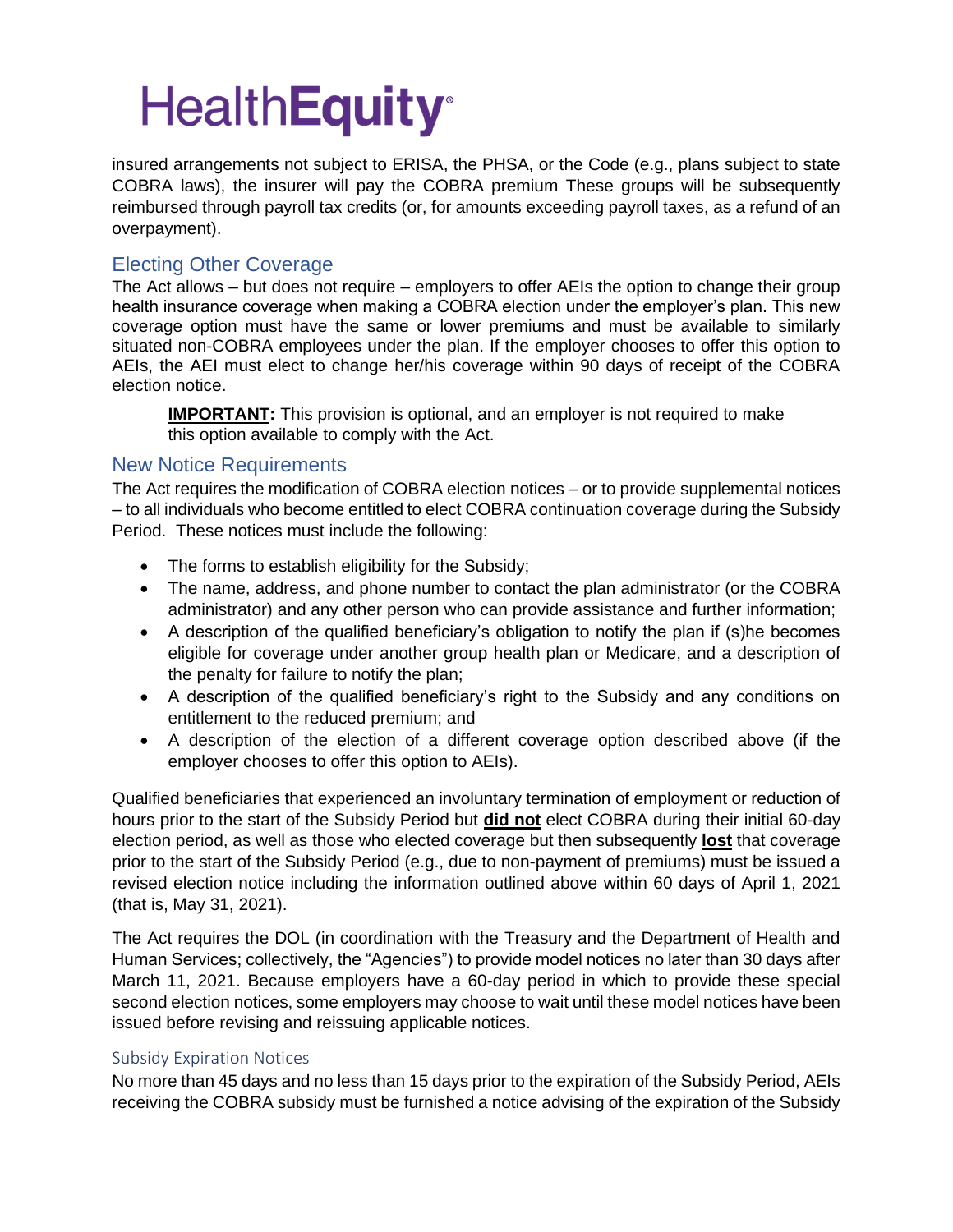insured arrangements not subject to ERISA, the PHSA, or the Code (e.g., plans subject to state COBRA laws), the insurer will pay the COBRA premium These groups will be subsequently reimbursed through payroll tax credits (or, for amounts exceeding payroll taxes, as a refund of an overpayment).

## Electing Other Coverage

The Act allows – but does not require – employers to offer AEIs the option to change their group health insurance coverage when making a COBRA election under the employer's plan. This new coverage option must have the same or lower premiums and must be available to similarly situated non-COBRA employees under the plan. If the employer chooses to offer this option to AEIs, the AEI must elect to change her/his coverage within 90 days of receipt of the COBRA election notice.

> **IMPORTANT:** This provision is optional, and an employer is not required to make this option available to comply with the Act.

## New Notice Requirements

The Act requires the modification of COBRA election notices – or to provide supplemental notices – to all individuals who become entitled to elect COBRA continuation coverage during the Subsidy Period. These notices must include the following:

- The forms to establish eligibility for the Subsidy;
- The name, address, and phone number to contact the plan administrator (or the COBRA administrator) and any other person who can provide assistance and further information;
- A description of the qualified beneficiary's obligation to notify the plan if (s)he becomes eligible for coverage under another group health plan or Medicare, and a description of the penalty for failure to notify the plan;
- A description of the qualified beneficiary's right to the Subsidy and any conditions on entitlement to the reduced premium; and
- A description of the election of a different coverage option described above (if the employer chooses to offer this option to AEIs).

Qualified beneficiaries that experienced an involuntary termination of employment or reduction of hours prior to the start of the Subsidy Period but **did not** elect COBRA during their initial 60-day election period, as well as those who elected coverage but then subsequently **lost** that coverage prior to the start of the Subsidy Period (e.g., due to non-payment of premiums) must be issued a revised election notice including the information outlined above within 60 days of April 1, 2021 (that is, May 31, 2021).

The Act requires the DOL (in coordination with the Treasury and the Department of Health and Human Services; collectively, the "Agencies") to provide model notices no later than 30 days after March 11, 2021. Because employers have a 60-day period in which to provide these special second election notices, some employers may choose to wait until these model notices have been issued before revising and reissuing applicable notices.

### Subsidy Expiration Notices

No more than 45 days and no less than 15 days prior to the expiration of the Subsidy Period, AEIs receiving the COBRA subsidy must be furnished a notice advising of the expiration of the Subsidy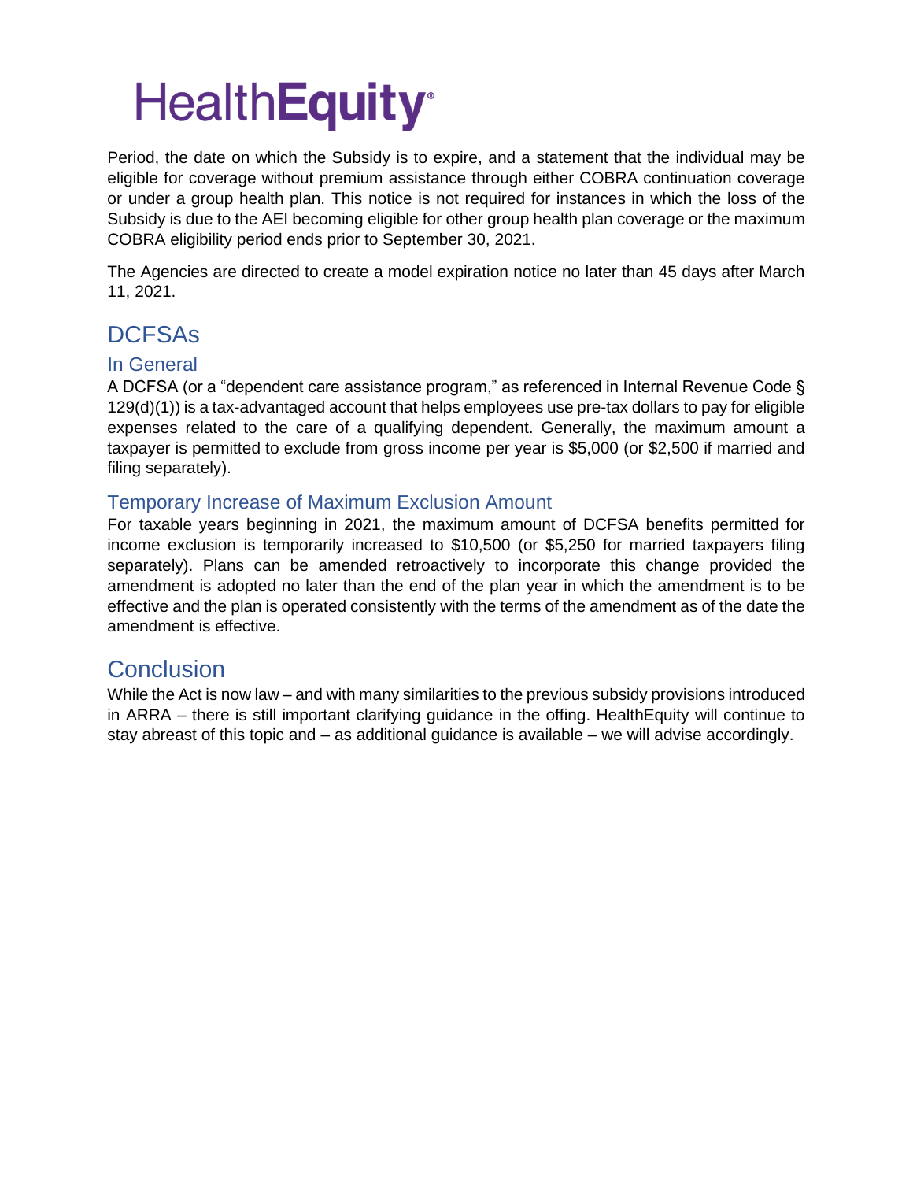Period, the date on which the Subsidy is to expire, and a statement that the individual may be eligible for coverage without premium assistance through either COBRA continuation coverage or under a group health plan. This notice is not required for instances in which the loss of the Subsidy is due to the AEI becoming eligible for other group health plan coverage or the maximum COBRA eligibility period ends prior to September 30, 2021.

The Agencies are directed to create a model expiration notice no later than 45 days after March 11, 2021.

## DCFSAs

### In General

A DCFSA (or a "dependent care assistance program," as referenced in Internal Revenue Code § 129(d)(1)) is a tax-advantaged account that helps employees use pre-tax dollars to pay for eligible expenses related to the care of a qualifying dependent. Generally, the maximum amount a taxpayer is permitted to exclude from gross income per year is $5,000 (or $2,500 if married and filing separately).

### Temporary Increase of Maximum Exclusion Amount

For taxable years beginning in 2021, the maximum amount of DCFSA benefits permitted for income exclusion is temporarily increased to $10,500 (or $5,250 for married taxpayers filing separately). Plans can be amended retroactively to incorporate this change provided the amendment is adopted no later than the end of the plan year in which the amendment is to be effective and the plan is operated consistently with the terms of the amendment as of the date the amendment is effective.

## Conclusion

While the Act is now law – and with many similarities to the previous subsidy provisions introduced in ARRA – there is still important clarifying guidance in the offing. HealthEquity will continue to stay abreast of this topic and – as additional guidance is available – we will advise accordingly.